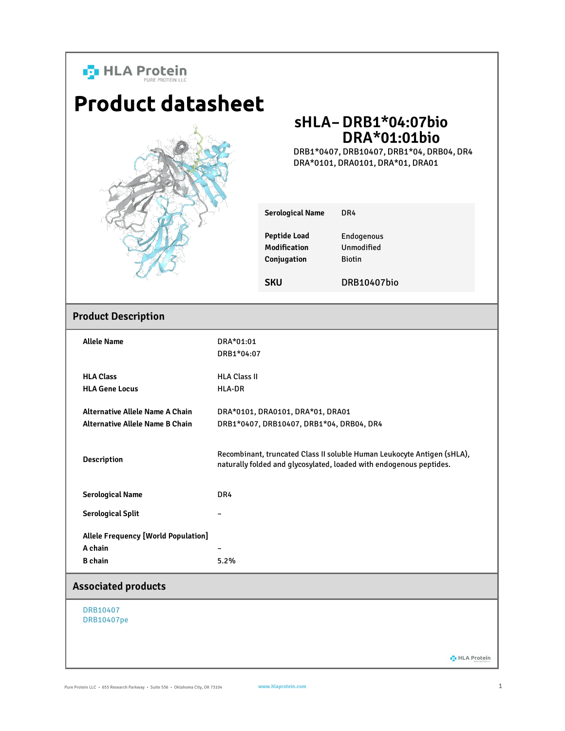HLA Protein
PURE PROTEIN LLC

# Product datasheet

## sHLA– DRB1*04:07bio DRA*01:01bio

DRB1*0407, DRB10407, DRB1*04, DRB04, DR4
DRA*0101, DRA0101, DRA*01, DRA01

| | |
|---|---|
| **Serological Name** | DR4 |
| **Peptide Load** | Endogenous |
| **Modification** | Unmodified |
| **Conjugation** | Biotin |
| **SKU** | DRB10407bio |

## Product Description

| | |
|---|---|
| **Allele Name** | DRA*01:01<br>DRB1*04:07 |
| **HLA Class** | HLA Class II |
| **HLA Gene Locus** | HLA-DR |
| **Alternative Allele Name A Chain** | DRA*0101, DRA0101, DRA*01, DRA01 |
| **Alternative Allele Name B Chain** | DRB1*0407, DRB10407, DRB1*04, DRB04, DR4 |
| **Description** | Recombinant, truncated Class II soluble Human Leukocyte Antigen (sHLA), naturally folded and glycosylated, loaded with endogenous peptides. |
| **Serological Name** | DR4 |
| **Serological Split** | – |
| **Allele Frequency [World Population]** | |
| **A chain** | – |
| **B chain** | 5.2% |

## Associated products

DRB10407
DRB10407pe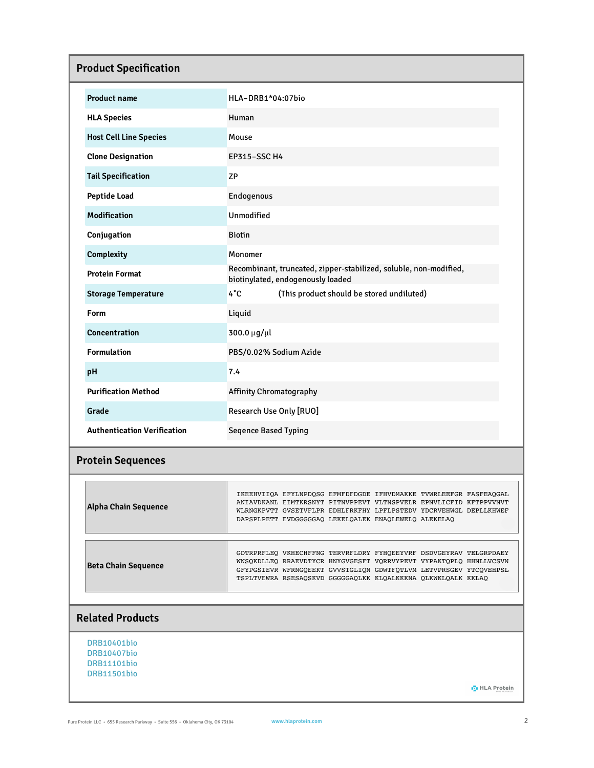## Product Specification

| | |
|---|---|
| **Product name** | HLA-DRB1*04:07bio |
| **HLA Species** | Human |
| **Host Cell Line Species** | Mouse |
| **Clone Designation** | EP315-SSC H4 |
| **Tail Specification** | ZP |
| **Peptide Load** | Endogenous |
| **Modification** | Unmodified |
| **Conjugation** | Biotin |
| **Complexity** | Monomer |
| **Protein Format** | Recombinant, truncated, zipper-stabilized, soluble, non-modified, biotinylated, endogenously loaded |
| **Storage Temperature** | 4°C (This product should be stored undiluted) |
| **Form** | Liquid |
| **Concentration** | 300.0 µg/µl |
| **Formulation** | PBS/0.02% Sodium Azide |
| **pH** | 7.4 |
| **Purification Method** | Affinity Chromatography |
| **Grade** | Research Use Only [RUO] |
| **Authentication Verification** | Seqence Based Typing |

## Protein Sequences

| | |
|---|---|
| **Alpha Chain Sequence** | IKEEHVIIQA EFYLNPDQSG EFMFDFDGDE IFHVDMAKKE TVWRLEEFGR FASFEAQGAL ANIAVDKANL EIMTKRSNYT PITNVPPEVT VLTNSPVELR EPNVLICFID KFTPPVVNVT WLRNGKPVTT GVSETVFLPR EDHLFRKFHY LPFLPSTEDV YDCRVEHWGL DEPLLKHWEF DAPSPLPETT EVDGGGGGAQ LEKELQALEK ENAQLEWELQ ALEKELAQ |
| **Beta Chain Sequence** | GDTRPRFLEQ VKHECHFFNG TERVRFLDRY FYHQEEYVRF DSDVGEYRAV TELGRPDAEY WNSQKDLLEQ RRAEVDTYCR HNYGVGESFT VQRRVYPEVT VYPAKTQPLQ HHNLLVCSVN GFYPGSIEVR WFRNGQEEKT GVVSTGLIQN GDWTFQTLVM LETVPRSGEV YTCQVEHPSL TSPLTVEWRA RSESAQSKVD GGGGGAQLKK KLQALKKKNA QLKWKLQALK KKLAQ |

## Related Products

DRB10401bio
DRB10407bio
DRB11101bio
DRB11501bio

Pure Protein LLC • 655 Research Parkway • Suite 556 • Oklahoma City, OK 73104 www.hlaprotein.com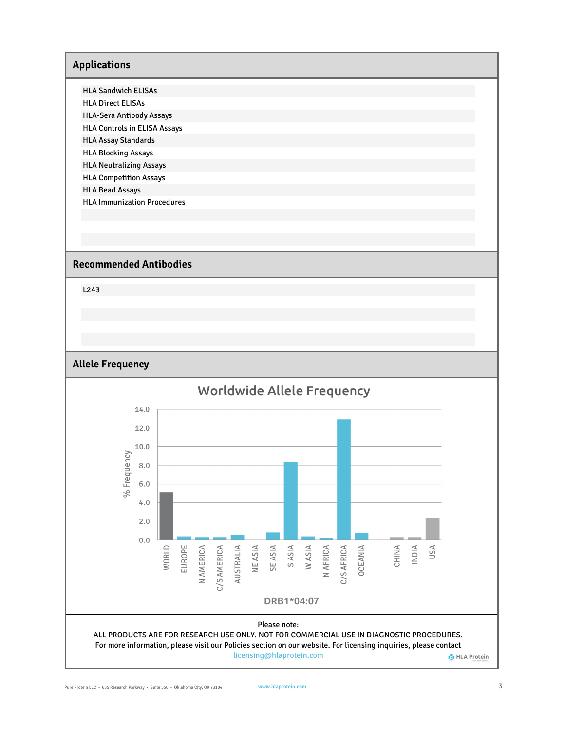## Applications

- HLA Sandwich ELISAs
- HLA Direct ELISAs
- HLA-Sera Antibody Assays
- HLA Controls in ELISA Assays
- HLA Assay Standards
- HLA Blocking Assays
- HLA Neutralizing Assays
- HLA Competition Assays
- HLA Bead Assays
- HLA Immunization Procedures

## Recommended Antibodies

L243

## Allele Frequency

Worldwide Allele Frequency

| Region | % Frequency |
|---|---|
| WORLD | 5.1 |
| EUROPE | 0.4 |
| N AMERICA | 0.3 |
| C/S AMERICA | 0.3 |
| AUSTRALIA | 0.6 |
| NE ASIA | 0.0 |
| SE ASIA | 0.8 |
| S ASIA | 8.3 |
| W ASIA | 0.4 |
| N AFRICA | 0.2 |
| C/S AFRICA | 12.9 |
| OCEANIA | 0.8 |
| CHINA | 0.3 |
| INDIA | 0.3 |
| USA | 2.4 |

DRB1*04:07

Please note:
ALL PRODUCTS ARE FOR RESEARCH USE ONLY. NOT FOR COMMERCIAL USE IN DIAGNOSTIC PROCEDURES.
For more information, please visit our Policies section on our website. For licensing inquiries, please contact licensing@hlaprotein.com

Pure Protein LLC • 655 Research Parkway • Suite 556 • Oklahoma City, OK 73104 www.hlaprotein.com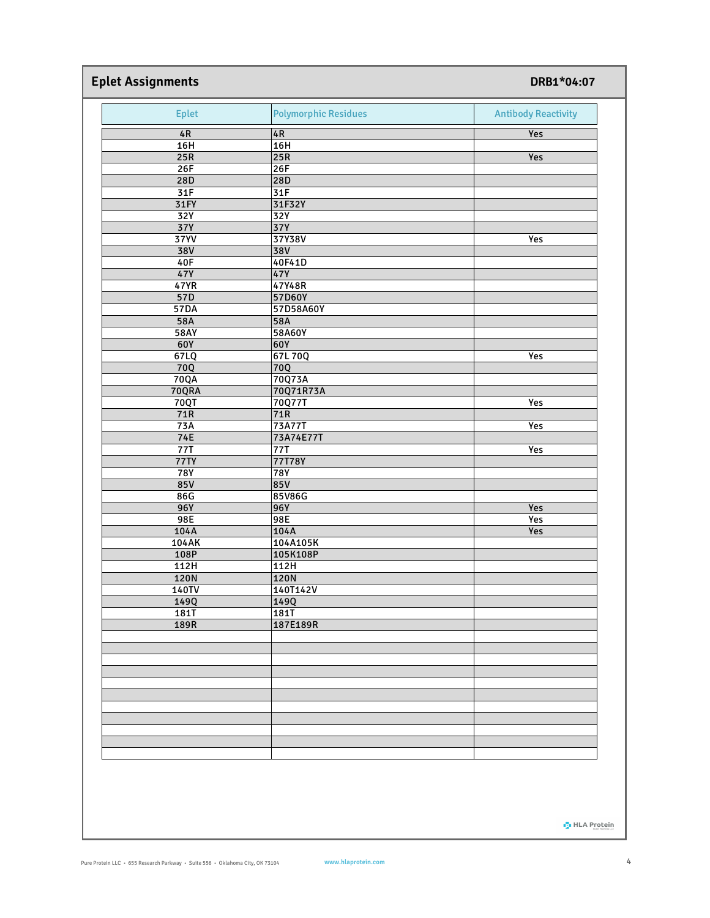## Eplet Assignments

**DRB1*04:07**

| Eplet | Polymorphic Residues | Antibody Reactivity |
|---|---|---|
| 4R | 4R | Yes |
| 16H | 16H | |
| 25R | 25R | Yes |
| 26F | 26F | |
| 28D | 28D | |
| 31F | 31F | |
| 31FY | 31F32Y | |
| 32Y | 32Y | |
| 37Y | 37Y | |
| 37YV | 37Y38V | Yes |
| 38V | 38V | |
| 40F | 40F41D | |
| 47Y | 47Y | |
| 47YR | 47Y48R | |
| 57D | 57D60Y | |
| 57DA | 57D58A60Y | |
| 58A | 58A | |
| 58AY | 58A60Y | |
| 60Y | 60Y | |
| 67LQ | 67L 70Q | Yes |
| 70Q | 70Q | |
| 70QA | 70Q73A | |
| 70QRA | 70Q71R73A | |
| 70QT | 70Q77T | Yes |
| 71R | 71R | |
| 73A | 73A77T | Yes |
| 74E | 73A74E77T | |
| 77T | 77T | Yes |
| 77TY | 77T78Y | |
| 78Y | 78Y | |
| 85V | 85V | |
| 86G | 85V86G | |
| 96Y | 96Y | Yes |
| 98E | 98E | Yes |
| 104A | 104A | Yes |
| 104AK | 104A105K | |
| 108P | 105K108P | |
| 112H | 112H | |
| 120N | 120N | |
| 140TV | 140T142V | |
| 149Q | 149Q | |
| 181T | 181T | |
| 189R | 187E189R | |

HLA Protein

Pure Protein LLC • 655 Research Parkway • Suite 556 • Oklahoma City, OK 73104 www.hlaprotein.com